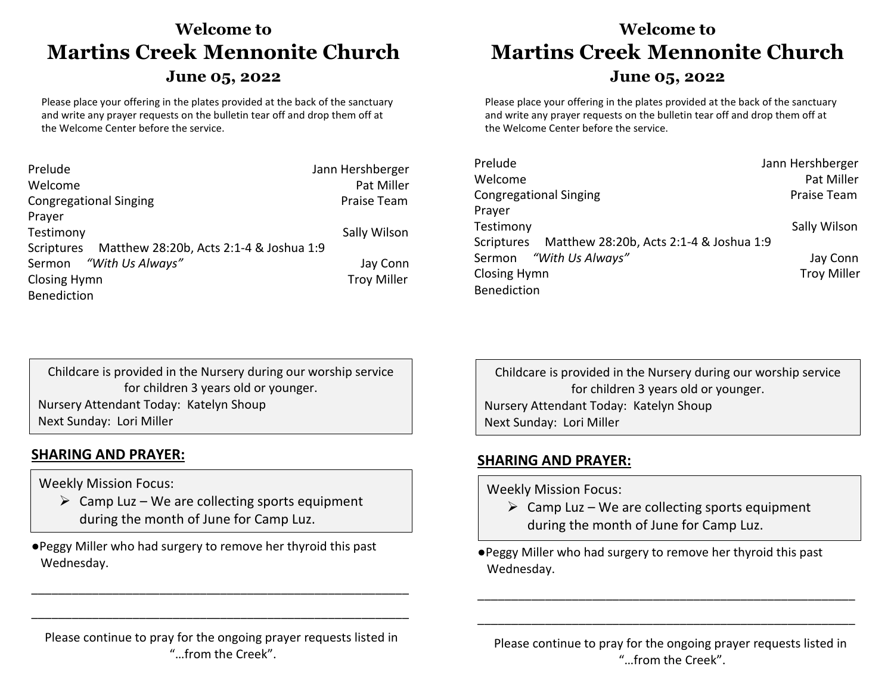# Welcome to
# Martins Creek Mennonite Church
## June 05, 2022

Please place your offering in the plates provided at the back of the sanctuary and write any prayer requests on the bulletin tear off and drop them off at the Welcome Center before the service.

| | |
|---|---|
| Prelude | Jann Hershberger |
| Welcome | Pat Miller |
| Congregational Singing | Praise Team |
| Prayer | |
| Testimony | Sally Wilson |
| Scriptures Matthew 28:20b, Acts 2:1-4 & Joshua 1:9 | |
| Sermon *"With Us Always"* | Jay Conn |
| Closing Hymn | Troy Miller |
| Benediction | |

Childcare is provided in the Nursery during our worship service for children 3 years old or younger.
Nursery Attendant Today: Katelyn Shoup
Next Sunday: Lori Miller

**SHARING AND PRAYER:**

Weekly Mission Focus:
- Camp Luz – We are collecting sports equipment during the month of June for Camp Luz.

- Peggy Miller who had surgery to remove her thyroid this past Wednesday.

\_\_\_\_\_\_\_\_\_\_\_\_\_\_\_\_\_\_\_\_\_\_\_\_\_\_\_\_\_\_\_\_\_\_\_\_\_\_\_\_\_\_\_\_\_\_\_\_\_\_\_\_\_\_\_\_\_\_

\_\_\_\_\_\_\_\_\_\_\_\_\_\_\_\_\_\_\_\_\_\_\_\_\_\_\_\_\_\_\_\_\_\_\_\_\_\_\_\_\_\_\_\_\_\_\_\_\_\_\_\_\_\_\_\_\_\_

Please continue to pray for the ongoing prayer requests listed in "…from the Creek".

# Welcome to
# Martins Creek Mennonite Church
## June 05, 2022

Please place your offering in the plates provided at the back of the sanctuary and write any prayer requests on the bulletin tear off and drop them off at the Welcome Center before the service.

| | |
|---|---|
| Prelude | Jann Hershberger |
| Welcome | Pat Miller |
| Congregational Singing | Praise Team |
| Prayer | |
| Testimony | Sally Wilson |
| Scriptures Matthew 28:20b, Acts 2:1-4 & Joshua 1:9 | |
| Sermon *"With Us Always"* | Jay Conn |
| Closing Hymn | Troy Miller |
| Benediction | |

Childcare is provided in the Nursery during our worship service for children 3 years old or younger.
Nursery Attendant Today: Katelyn Shoup
Next Sunday: Lori Miller

**SHARING AND PRAYER:**

Weekly Mission Focus:
- Camp Luz – We are collecting sports equipment during the month of June for Camp Luz.

- Peggy Miller who had surgery to remove her thyroid this past Wednesday.

\_\_\_\_\_\_\_\_\_\_\_\_\_\_\_\_\_\_\_\_\_\_\_\_\_\_\_\_\_\_\_\_\_\_\_\_\_\_\_\_\_\_\_\_\_\_\_\_\_\_\_\_\_\_\_\_\_\_

\_\_\_\_\_\_\_\_\_\_\_\_\_\_\_\_\_\_\_\_\_\_\_\_\_\_\_\_\_\_\_\_\_\_\_\_\_\_\_\_\_\_\_\_\_\_\_\_\_\_\_\_\_\_\_\_\_\_

Please continue to pray for the ongoing prayer requests listed in "…from the Creek".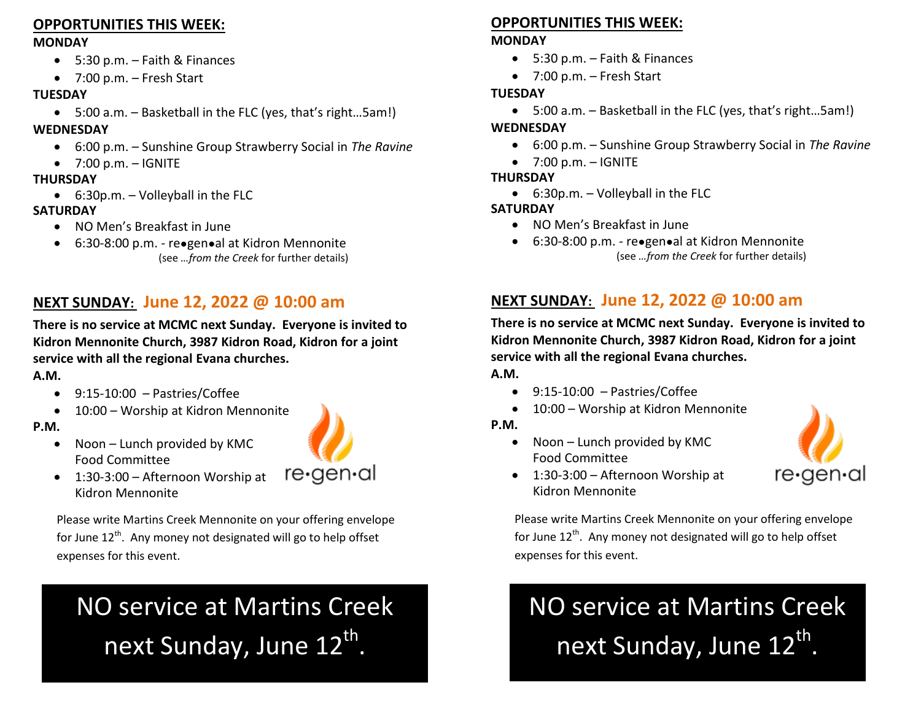## OPPORTUNITIES THIS WEEK:

**MONDAY**

- 5:30 p.m. – Faith & Finances
- 7:00 p.m. – Fresh Start

**TUESDAY**

- 5:00 a.m. – Basketball in the FLC (yes, that's right…5am!)

**WEDNESDAY**

- 6:00 p.m. – Sunshine Group Strawberry Social in *The Ravine*
- 7:00 p.m. – IGNITE

**THURSDAY**

- 6:30p.m. – Volleyball in the FLC

**SATURDAY**

- NO Men's Breakfast in June
- 6:30-8:00 p.m. - re•gen•al at Kidron Mennonite

(see *…from the Creek* for further details)

## NEXT SUNDAY: June 12, 2022 @ 10:00 am

**There is no service at MCMC next Sunday. Everyone is invited to Kidron Mennonite Church, 3987 Kidron Road, Kidron for a joint service with all the regional Evana churches.**

**A.M.**

- 9:15-10:00 – Pastries/Coffee
- 10:00 – Worship at Kidron Mennonite

**P.M.**

- Noon – Lunch provided by KMC Food Committee
- 1:30-3:00 – Afternoon Worship at Kidron Mennonite

re·gen·al

Please write Martins Creek Mennonite on your offering envelope for June 12th. Any money not designated will go to help offset expenses for this event.

**NO service at Martins Creek next Sunday, June 12th.**

## OPPORTUNITIES THIS WEEK:

**MONDAY**

- 5:30 p.m. – Faith & Finances
- 7:00 p.m. – Fresh Start

**TUESDAY**

- 5:00 a.m. – Basketball in the FLC (yes, that's right…5am!)

**WEDNESDAY**

- 6:00 p.m. – Sunshine Group Strawberry Social in *The Ravine*
- 7:00 p.m. – IGNITE

**THURSDAY**

- 6:30p.m. – Volleyball in the FLC

**SATURDAY**

- NO Men's Breakfast in June
- 6:30-8:00 p.m. - re•gen•al at Kidron Mennonite

(see *…from the Creek* for further details)

## NEXT SUNDAY: June 12, 2022 @ 10:00 am

**There is no service at MCMC next Sunday. Everyone is invited to Kidron Mennonite Church, 3987 Kidron Road, Kidron for a joint service with all the regional Evana churches.**

**A.M.**

- 9:15-10:00 – Pastries/Coffee
- 10:00 – Worship at Kidron Mennonite

**P.M.**

- Noon – Lunch provided by KMC Food Committee
- 1:30-3:00 – Afternoon Worship at Kidron Mennonite

re·gen·al

Please write Martins Creek Mennonite on your offering envelope for June 12th. Any money not designated will go to help offset expenses for this event.

**NO service at Martins Creek next Sunday, June 12th.**